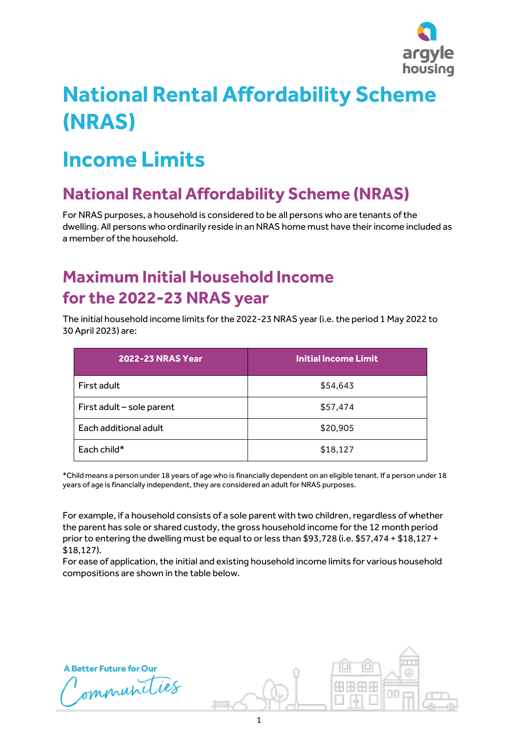# National Rental Affordability Scheme (NRAS)

# Income Limits

## National Rental Affordability Scheme (NRAS)

For NRAS purposes, a household is considered to be all persons who are tenants of the dwelling. All persons who ordinarily reside in an NRAS home must have their income included as a member of the household.

## Maximum Initial Household Income for the 2022-23 NRAS year

The initial household income limits for the 2022-23 NRAS year (i.e. the period 1 May 2022 to 30 April 2023) are:

| 2022-23 NRAS Year | Initial Income Limit |
|---|---|
| First adult | $54,643 |
| First adult – sole parent | $57,474 |
| Each additional adult | $20,905 |
| Each child* | $18,127 |

*Child means a person under 18 years of age who is financially dependent on an eligible tenant. If a person under 18 years of age is financially independent, they are considered an adult for NRAS purposes.

For example, if a household consists of a sole parent with two children, regardless of whether the parent has sole or shared custody, the gross household income for the 12 month period prior to entering the dwelling must be equal to or less than $93,728 (i.e. $57,474 + $18,127 + $18,127).

For ease of application, the initial and existing household income limits for various household compositions are shown in the table below.

A Better Future for Our Communities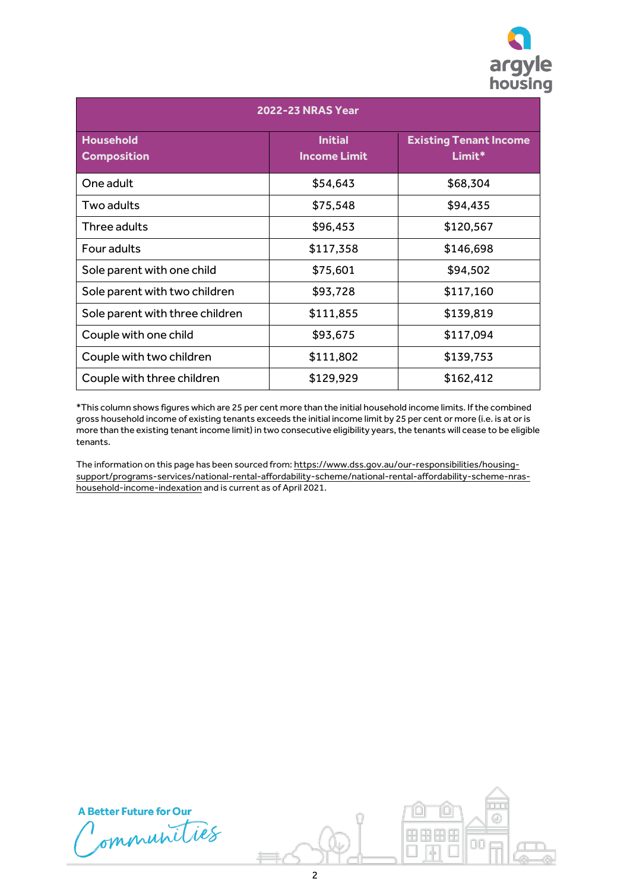| 2022-23 NRAS Year | | |
|---|---|---|
| **Household Composition** | **Initial Income Limit** | **Existing Tenant Income Limit*** |
| One adult | $54,643 | $68,304 |
| Two adults | $75,548 | $94,435 |
| Three adults | $96,453 | $120,567 |
| Four adults | $117,358 | $146,698 |
| Sole parent with one child | $75,601 | $94,502 |
| Sole parent with two children | $93,728 | $117,160 |
| Sole parent with three children | $111,855 | $139,819 |
| Couple with one child | $93,675 | $117,094 |
| Couple with two children | $111,802 | $139,753 |
| Couple with three children | $129,929 | $162,412 |

*This column shows figures which are 25 per cent more than the initial household income limits. If the combined gross household income of existing tenants exceeds the initial income limit by 25 per cent or more (i.e. is at or is more than the existing tenant income limit) in two consecutive eligibility years, the tenants will cease to be eligible tenants.

The information on this page has been sourced from: https://www.dss.gov.au/our-responsibilities/housing-support/programs-services/national-rental-affordability-scheme/national-rental-affordability-scheme-nras-household-income-indexation and is current as of April 2021.

A Better Future for Our Communities